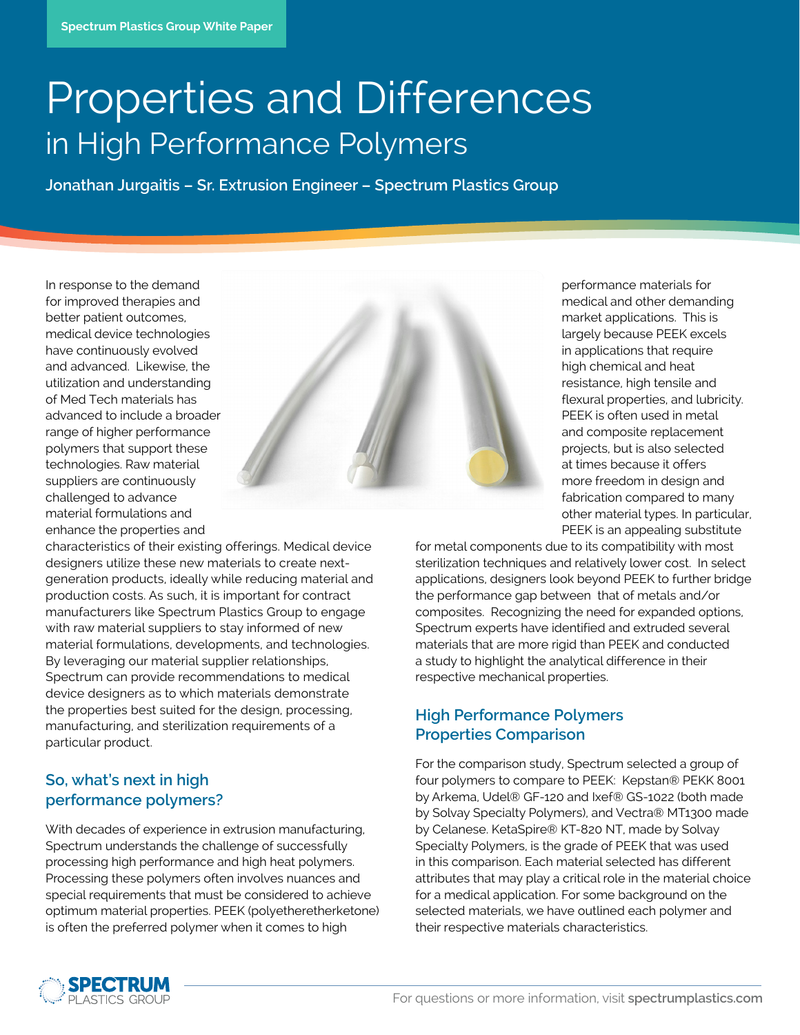Spectrum Plastics Group White Paper

# Properties and Differences
## in High Performance Polymers

**Jonathan Jurgaitis – Sr. Extrusion Engineer – Spectrum Plastics Group**

In response to the demand for improved therapies and better patient outcomes, medical device technologies have continuously evolved and advanced. Likewise, the utilization and understanding of Med Tech materials has advanced to include a broader range of higher performance polymers that support these technologies. Raw material suppliers are continuously challenged to advance material formulations and enhance the properties and characteristics of their existing offerings. Medical device designers utilize these new materials to create next-generation products, ideally while reducing material and production costs. As such, it is important for contract manufacturers like Spectrum Plastics Group to engage with raw material suppliers to stay informed of new material formulations, developments, and technologies. By leveraging our material supplier relationships, Spectrum can provide recommendations to medical device designers as to which materials demonstrate the properties best suited for the design, processing, manufacturing, and sterilization requirements of a particular product.

## So, what's next in high performance polymers?

With decades of experience in extrusion manufacturing, Spectrum understands the challenge of successfully processing high performance and high heat polymers. Processing these polymers often involves nuances and special requirements that must be considered to achieve optimum material properties. PEEK (polyetheretherketone) is often the preferred polymer when it comes to high performance materials for medical and other demanding market applications. This is largely because PEEK excels in applications that require high chemical and heat resistance, high tensile and flexural properties, and lubricity. PEEK is often used in metal and composite replacement projects, but is also selected at times because it offers more freedom in design and fabrication compared to many other material types. In particular, PEEK is an appealing substitute for metal components due to its compatibility with most sterilization techniques and relatively lower cost. In select applications, designers look beyond PEEK to further bridge the performance gap between that of metals and/or composites. Recognizing the need for expanded options, Spectrum experts have identified and extruded several materials that are more rigid than PEEK and conducted a study to highlight the analytical difference in their respective mechanical properties.

## High Performance Polymers Properties Comparison

For the comparison study, Spectrum selected a group of four polymers to compare to PEEK: Kepstan® PEKK 8001 by Arkema, Udel® GF-120 and Ixef® GS-1022 (both made by Solvay Specialty Polymers), and Vectra® MT1300 made by Celanese. KetaSpire® KT-820 NT, made by Solvay Specialty Polymers, is the grade of PEEK that was used in this comparison. Each material selected has different attributes that may play a critical role in the material choice for a medical application. For some background on the selected materials, we have outlined each polymer and their respective materials characteristics.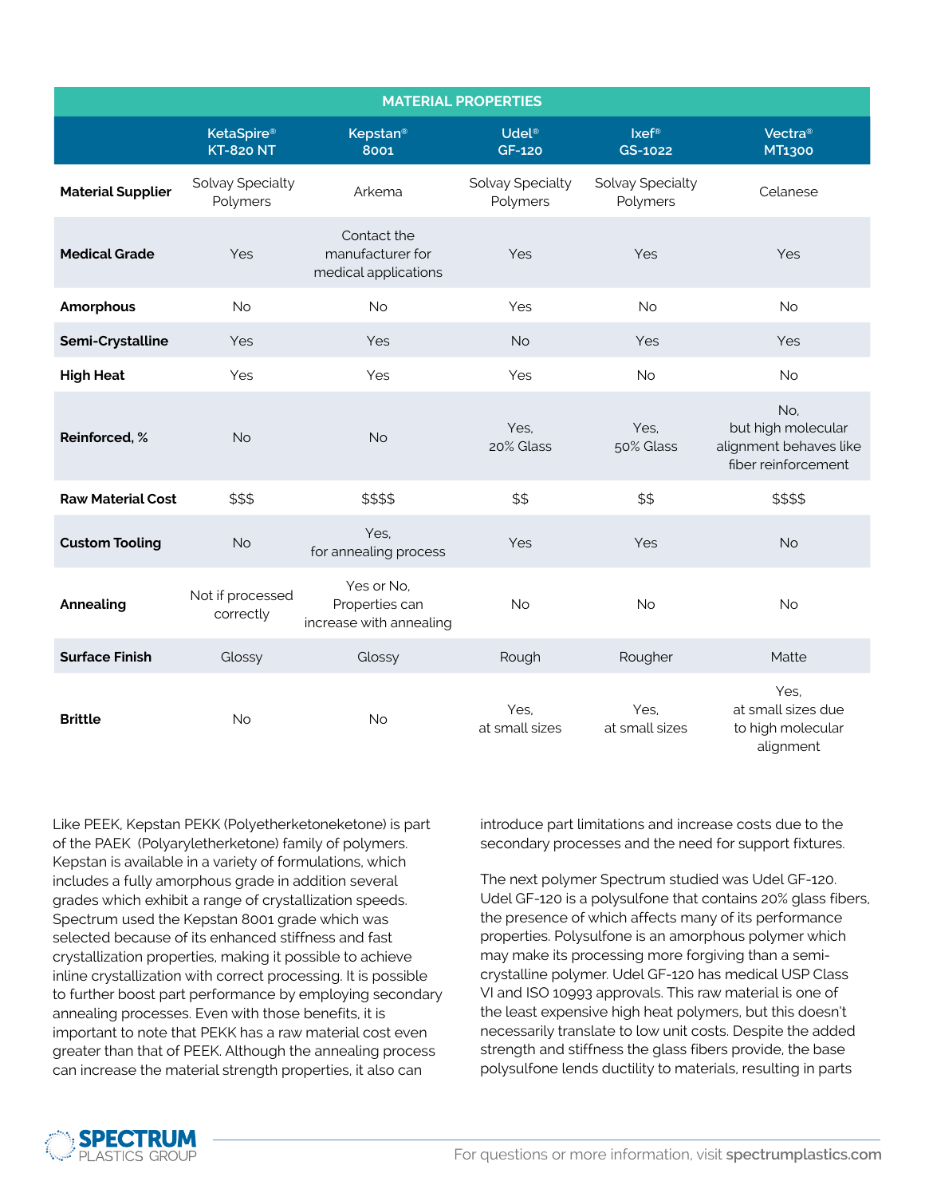| MATERIAL PROPERTIES | | | | | |
|---|---|---|---|---|---|
| | KetaSpire® KT-820 NT | Kepstan® 8001 | Udel® GF-120 | Ixef® GS-1022 | Vectra® MT1300 |
| **Material Supplier** | Solvay Specialty Polymers | Arkema | Solvay Specialty Polymers | Solvay Specialty Polymers | Celanese |
| **Medical Grade** | Yes | Contact the manufacturer for medical applications | Yes | Yes | Yes |
| **Amorphous** | No | No | Yes | No | No |
| **Semi-Crystalline** | Yes | Yes | No | Yes | Yes |
| **High Heat** | Yes | Yes | Yes | No | No |
| **Reinforced, %** | No | No | Yes, 20% Glass | Yes, 50% Glass | No, but high molecular alignment behaves like fiber reinforcement |
| **Raw Material Cost** | $$$ | $$$$ | $$ | $$ | $$$$ |
| **Custom Tooling** | No | Yes, for annealing process | Yes | Yes | No |
| **Annealing** | Not if processed correctly | Yes or No, Properties can increase with annealing | No | No | No |
| **Surface Finish** | Glossy | Glossy | Rough | Rougher | Matte |
| **Brittle** | No | No | Yes, at small sizes | Yes, at small sizes | Yes, at small sizes due to high molecular alignment |

Like PEEK, Kepstan PEKK (Polyetherketoneketone) is part of the PAEK (Polyaryletherketone) family of polymers. Kepstan is available in a variety of formulations, which includes a fully amorphous grade in addition several grades which exhibit a range of crystallization speeds. Spectrum used the Kepstan 8001 grade which was selected because of its enhanced stiffness and fast crystallization properties, making it possible to achieve inline crystallization with correct processing. It is possible to further boost part performance by employing secondary annealing processes. Even with those benefits, it is important to note that PEKK has a raw material cost even greater than that of PEEK. Although the annealing process can increase the material strength properties, it also can introduce part limitations and increase costs due to the secondary processes and the need for support fixtures.

The next polymer Spectrum studied was Udel GF-120. Udel GF-120 is a polysulfone that contains 20% glass fibers, the presence of which affects many of its performance properties. Polysulfone is an amorphous polymer which may make its processing more forgiving than a semi-crystalline polymer. Udel GF-120 has medical USP Class VI and ISO 10993 approvals. This raw material is one of the least expensive high heat polymers, but this doesn't necessarily translate to low unit costs. Despite the added strength and stiffness the glass fibers provide, the base polysulfone lends ductility to materials, resulting in parts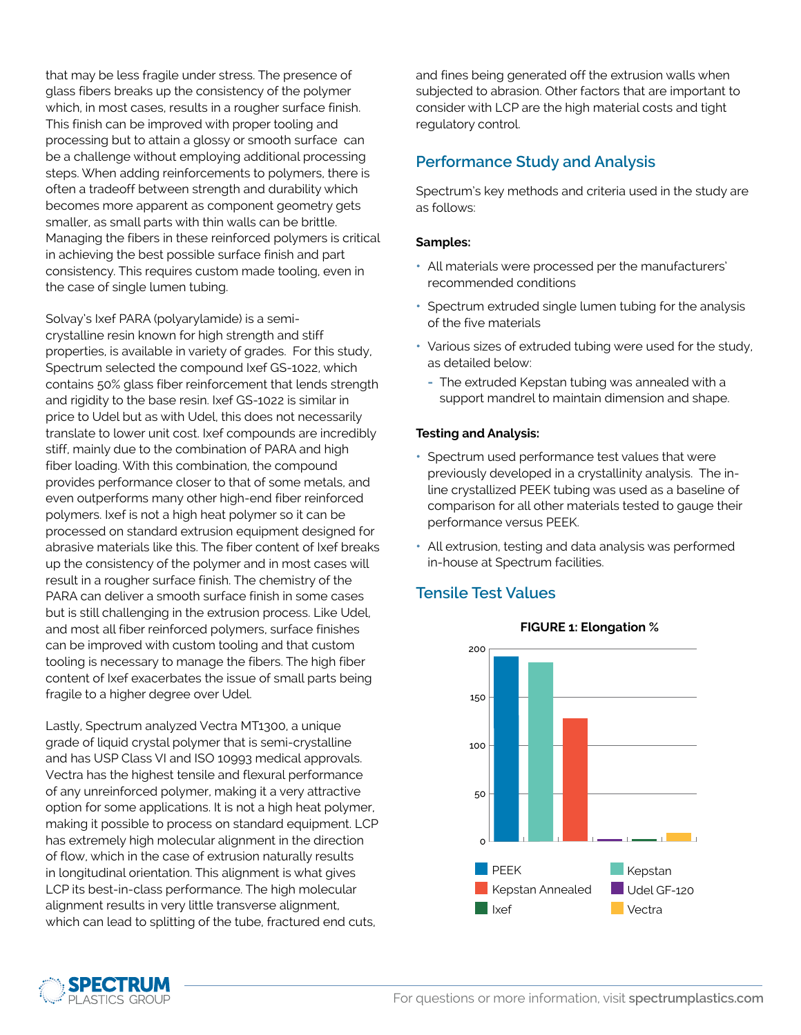that may be less fragile under stress. The presence of glass fibers breaks up the consistency of the polymer which, in most cases, results in a rougher surface finish. This finish can be improved with proper tooling and processing but to attain a glossy or smooth surface can be a challenge without employing additional processing steps. When adding reinforcements to polymers, there is often a tradeoff between strength and durability which becomes more apparent as component geometry gets smaller, as small parts with thin walls can be brittle. Managing the fibers in these reinforced polymers is critical in achieving the best possible surface finish and part consistency. This requires custom made tooling, even in the case of single lumen tubing.

Solvay's Ixef PARA (polyarylamide) is a semi-crystalline resin known for high strength and stiff properties, is available in variety of grades. For this study, Spectrum selected the compound Ixef GS-1022, which contains 50% glass fiber reinforcement that lends strength and rigidity to the base resin. Ixef GS-1022 is similar in price to Udel but as with Udel, this does not necessarily translate to lower unit cost. Ixef compounds are incredibly stiff, mainly due to the combination of PARA and high fiber loading. With this combination, the compound provides performance closer to that of some metals, and even outperforms many other high-end fiber reinforced polymers. Ixef is not a high heat polymer so it can be processed on standard extrusion equipment designed for abrasive materials like this. The fiber content of Ixef breaks up the consistency of the polymer and in most cases will result in a rougher surface finish. The chemistry of the PARA can deliver a smooth surface finish in some cases but is still challenging in the extrusion process. Like Udel, and most all fiber reinforced polymers, surface finishes can be improved with custom tooling and that custom tooling is necessary to manage the fibers. The high fiber content of Ixef exacerbates the issue of small parts being fragile to a higher degree over Udel.

Lastly, Spectrum analyzed Vectra MT1300, a unique grade of liquid crystal polymer that is semi-crystalline and has USP Class VI and ISO 10993 medical approvals. Vectra has the highest tensile and flexural performance of any unreinforced polymer, making it a very attractive option for some applications. It is not a high heat polymer, making it possible to process on standard equipment. LCP has extremely high molecular alignment in the direction of flow, which in the case of extrusion naturally results in longitudinal orientation. This alignment is what gives LCP its best-in-class performance. The high molecular alignment results in very little transverse alignment, which can lead to splitting of the tube, fractured end cuts, and fines being generated off the extrusion walls when subjected to abrasion. Other factors that are important to consider with LCP are the high material costs and tight regulatory control.

## Performance Study and Analysis

Spectrum's key methods and criteria used in the study are as follows:

**Samples:**

- All materials were processed per the manufacturers' recommended conditions
- Spectrum extruded single lumen tubing for the analysis of the five materials
- Various sizes of extruded tubing were used for the study, as detailed below:
  - The extruded Kepstan tubing was annealed with a support mandrel to maintain dimension and shape.

**Testing and Analysis:**

- Spectrum used performance test values that were previously developed in a crystallinity analysis. The in-line crystallized PEEK tubing was used as a baseline of comparison for all other materials tested to gauge their performance versus PEEK.
- All extrusion, testing and analysis was performed in-house at Spectrum facilities.

## Tensile Test Values

**FIGURE 1: Elongation %**

| Material | Elongation % (approx.) |
|---|---|
| PEEK | 191 |
| Kepstan | 185 |
| Kepstan Annealed | 127 |
| Udel GF-120 | 2 |
| Ixef | 2 |
| Vectra | 8 |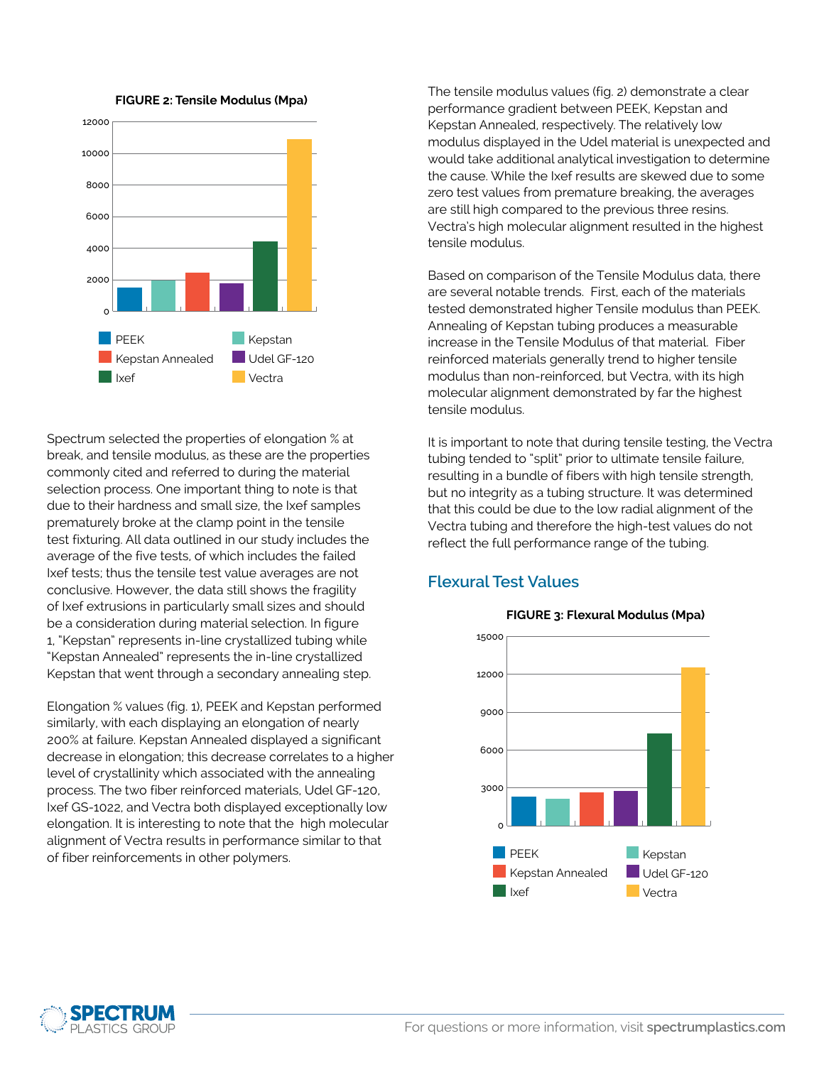**FIGURE 2: Tensile Modulus (Mpa)**

Spectrum selected the properties of elongation % at break, and tensile modulus, as these are the properties commonly cited and referred to during the material selection process. One important thing to note is that due to their hardness and small size, the Ixef samples prematurely broke at the clamp point in the tensile test fixturing. All data outlined in our study includes the average of the five tests, of which includes the failed Ixef tests; thus the tensile test value averages are not conclusive. However, the data still shows the fragility of Ixef extrusions in particularly small sizes and should be a consideration during material selection. In figure 1, "Kepstan" represents in-line crystallized tubing while "Kepstan Annealed" represents the in-line crystallized Kepstan that went through a secondary annealing step.

Elongation % values (fig. 1), PEEK and Kepstan performed similarly, with each displaying an elongation of nearly 200% at failure. Kepstan Annealed displayed a significant decrease in elongation; this decrease correlates to a higher level of crystallinity which associated with the annealing process. The two fiber reinforced materials, Udel GF-120, Ixef GS-1022, and Vectra both displayed exceptionally low elongation. It is interesting to note that the high molecular alignment of Vectra results in performance similar to that of fiber reinforcements in other polymers.

The tensile modulus values (fig. 2) demonstrate a clear performance gradient between PEEK, Kepstan and Kepstan Annealed, respectively. The relatively low modulus displayed in the Udel material is unexpected and would take additional analytical investigation to determine the cause. While the Ixef results are skewed due to some zero test values from premature breaking, the averages are still high compared to the previous three resins. Vectra's high molecular alignment resulted in the highest tensile modulus.

Based on comparison of the Tensile Modulus data, there are several notable trends. First, each of the materials tested demonstrated higher Tensile modulus than PEEK. Annealing of Kepstan tubing produces a measurable increase in the Tensile Modulus of that material. Fiber reinforced materials generally trend to higher tensile modulus than non-reinforced, but Vectra, with its high molecular alignment demonstrated by far the highest tensile modulus.

It is important to note that during tensile testing, the Vectra tubing tended to "split" prior to ultimate tensile failure, resulting in a bundle of fibers with high tensile strength, but no integrity as a tubing structure. It was determined that this could be due to the low radial alignment of the Vectra tubing and therefore the high-test values do not reflect the full performance range of the tubing.

## Flexural Test Values

**FIGURE 3: Flexural Modulus (Mpa)**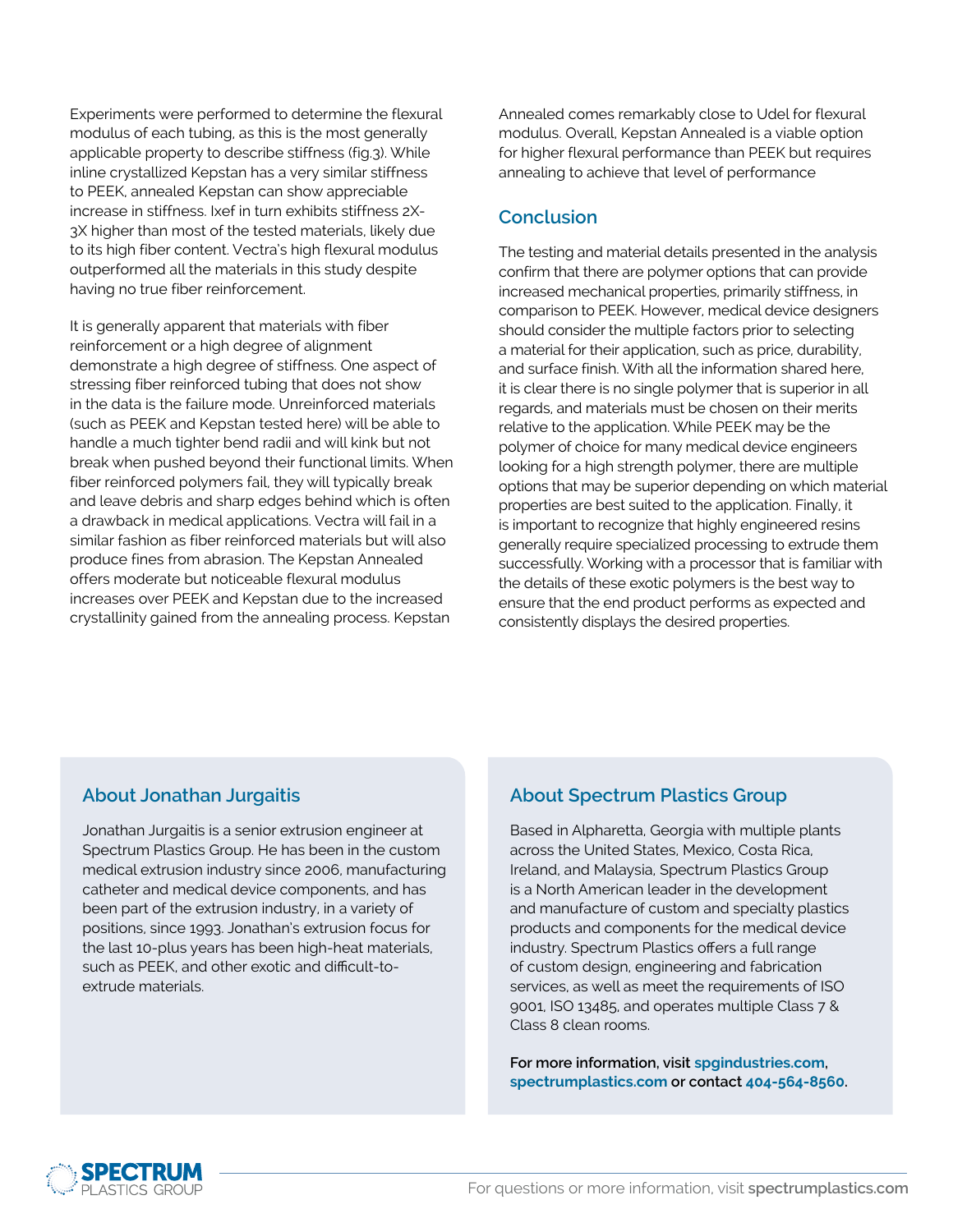Experiments were performed to determine the flexural modulus of each tubing, as this is the most generally applicable property to describe stiffness (fig.3). While inline crystallized Kepstan has a very similar stiffness to PEEK, annealed Kepstan can show appreciable increase in stiffness. Ixef in turn exhibits stiffness 2X-3X higher than most of the tested materials, likely due to its high fiber content. Vectra's high flexural modulus outperformed all the materials in this study despite having no true fiber reinforcement.

It is generally apparent that materials with fiber reinforcement or a high degree of alignment demonstrate a high degree of stiffness. One aspect of stressing fiber reinforced tubing that does not show in the data is the failure mode. Unreinforced materials (such as PEEK and Kepstan tested here) will be able to handle a much tighter bend radii and will kink but not break when pushed beyond their functional limits. When fiber reinforced polymers fail, they will typically break and leave debris and sharp edges behind which is often a drawback in medical applications. Vectra will fail in a similar fashion as fiber reinforced materials but will also produce fines from abrasion. The Kepstan Annealed offers moderate but noticeable flexural modulus increases over PEEK and Kepstan due to the increased crystallinity gained from the annealing process. Kepstan Annealed comes remarkably close to Udel for flexural modulus. Overall, Kepstan Annealed is a viable option for higher flexural performance than PEEK but requires annealing to achieve that level of performance

## Conclusion

The testing and material details presented in the analysis confirm that there are polymer options that can provide increased mechanical properties, primarily stiffness, in comparison to PEEK. However, medical device designers should consider the multiple factors prior to selecting a material for their application, such as price, durability, and surface finish. With all the information shared here, it is clear there is no single polymer that is superior in all regards, and materials must be chosen on their merits relative to the application. While PEEK may be the polymer of choice for many medical device engineers looking for a high strength polymer, there are multiple options that may be superior depending on which material properties are best suited to the application. Finally, it is important to recognize that highly engineered resins generally require specialized processing to extrude them successfully. Working with a processor that is familiar with the details of these exotic polymers is the best way to ensure that the end product performs as expected and consistently displays the desired properties.

### About Jonathan Jurgaitis

Jonathan Jurgaitis is a senior extrusion engineer at Spectrum Plastics Group. He has been in the custom medical extrusion industry since 2006, manufacturing catheter and medical device components, and has been part of the extrusion industry, in a variety of positions, since 1993. Jonathan's extrusion focus for the last 10-plus years has been high-heat materials, such as PEEK, and other exotic and difficult-to-extrude materials.

### About Spectrum Plastics Group

Based in Alpharetta, Georgia with multiple plants across the United States, Mexico, Costa Rica, Ireland, and Malaysia, Spectrum Plastics Group is a North American leader in the development and manufacture of custom and specialty plastics products and components for the medical device industry. Spectrum Plastics offers a full range of custom design, engineering and fabrication services, as well as meet the requirements of ISO 9001, ISO 13485, and operates multiple Class 7 & Class 8 clean rooms.

**For more information, visit spgindustries.com, spectrumplastics.com or contact 404-564-8560.**